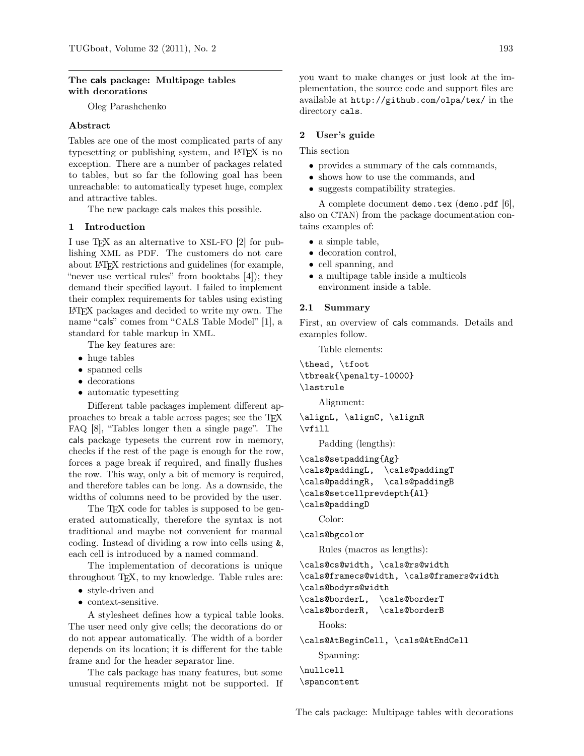# The cals package: Multipage tables with decorations

Oleg Parashchenko

## Abstract

Tables are one of the most complicated parts of any typesetting or publishing system, and LaTeX is no exception. There are a number of packages related to tables, but so far the following goal has been unreachable: to automatically typeset huge, complex and attractive tables.

The new package cals makes this possible.

## 1 Introduction

I use TeX as an alternative to XSL-FO [2] for publishing XML as PDF. The customers do not care about LaTeX restrictions and guidelines (for example, "never use vertical rules" from booktabs [4]); they demand their specified layout. I failed to implement their complex requirements for tables using existing LaTeX packages and decided to write my own. The name "cals" comes from "CALS Table Model" [1], a standard for table markup in XML.

The key features are:

- huge tables
- spanned cells
- decorations
- automatic typesetting

Different table packages implement different approaches to break a table across pages; see the TeX FAQ [8], "Tables longer then a single page". The cals package typesets the current row in memory, checks if the rest of the page is enough for the row, forces a page break if required, and finally flushes the row. This way, only a bit of memory is required, and therefore tables can be long. As a downside, the widths of columns need to be provided by the user.

The TeX code for tables is supposed to be generated automatically, therefore the syntax is not traditional and maybe not convenient for manual coding. Instead of dividing a row into cells using &, each cell is introduced by a named command.

The implementation of decorations is unique throughout TeX, to my knowledge. Table rules are:

- style-driven and
- context-sensitive.

A stylesheet defines how a typical table looks. The user need only give cells; the decorations do or do not appear automatically. The width of a border depends on its location; it is different for the table frame and for the header separator line.

The cals package has many features, but some unusual requirements might not be supported. If you want to make changes or just look at the implementation, the source code and support files are available at http://github.com/olpa/tex/ in the directory cals.

## 2 User's guide

This section

- provides a summary of the cals commands,
- shows how to use the commands, and
- suggests compatibility strategies.

A complete document demo.tex (demo.pdf [6], also on CTAN) from the package documentation contains examples of:

- a simple table,
- decoration control,
- cell spanning, and
- a multipage table inside a multicols environment inside a table.

### 2.1 Summary

First, an overview of cals commands. Details and examples follow.

Table elements:

```
\thead, \tfoot
\tbreak{\penalty-10000}
\lastrule
```

Alignment:

```
\alignL, \alignC, \alignR
\vfill
```

Padding (lengths):

```
\cals@setpadding{Ag}
\cals@paddingL,  \cals@paddingT
\cals@paddingR,  \cals@paddingB
\cals@setcellprevdepth{Al}
\cals@paddingD
```

Color:

```
\cals@bgcolor
```

Rules (macros as lengths):

```
\cals@cs@width, \cals@rs@width
\cals@framecs@width, \cals@framers@width
\cals@bodyrs@width
\cals@borderL,  \cals@borderT
\cals@borderR,  \cals@borderB
```

Hooks:

```
\cals@AtBeginCell, \cals@AtEndCell
```

Spanning:

```
\nullcell
\spancontent
```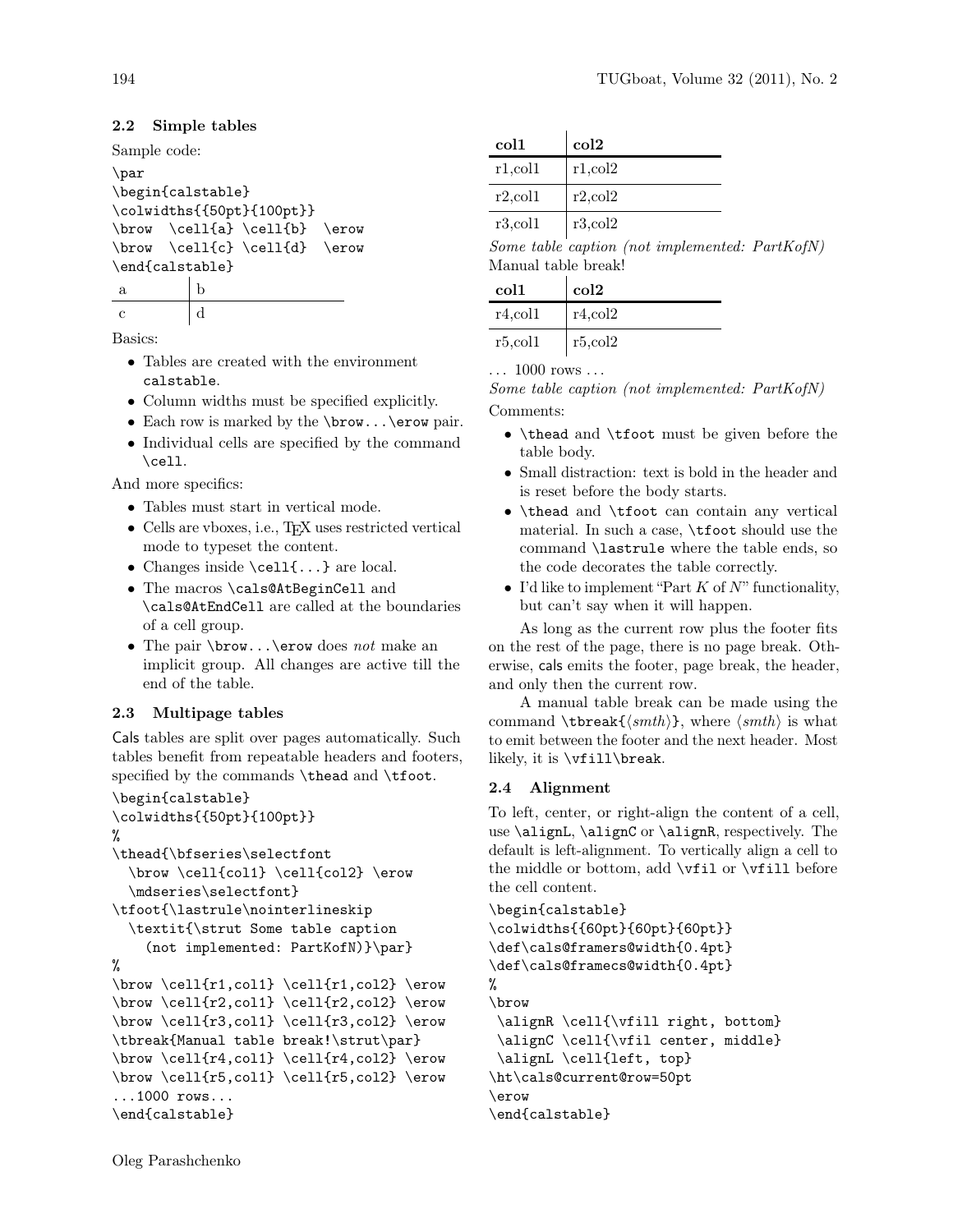### 2.2 Simple tables

Sample code:

```
\par
\begin{calstable}
\colwidths{{50pt}{100pt}}
\brow  \cell{a} \cell{b}  \erow
\brow  \cell{c} \cell{d}  \erow
\end{calstable}
```

| a | b |
|---|---|
| c | d |

Basics:

- Tables are created with the environment `calstable`.
- Column widths must be specified explicitly.
- Each row is marked by the `\brow...\erow` pair.
- Individual cells are specified by the command `\cell`.

And more specifics:

- Tables must start in vertical mode.
- Cells are vboxes, i.e., TeX uses restricted vertical mode to typeset the content.
- Changes inside `\cell{...}` are local.
- The macros `\cals@AtBeginCell` and `\cals@AtEndCell` are called at the boundaries of a cell group.
- The pair `\brow...\erow` does *not* make an implicit group. All changes are active till the end of the table.

### 2.3 Multipage tables

Cals tables are split over pages automatically. Such tables benefit from repeatable headers and footers, specified by the commands `\thead` and `\tfoot`.

```
\begin{calstable}
\colwidths{{50pt}{100pt}}
%
\thead{\bfseries\selectfont
  \brow \cell{col1} \cell{col2} \erow
  \mdseries\selectfont}
\tfoot{\lastrule\nointerlineskip
  \textit{\strut Some table caption
    (not implemented: PartKofN)}\par}
%
\brow \cell{r1,col1} \cell{r1,col2} \erow
\brow \cell{r2,col1} \cell{r2,col2} \erow
\brow \cell{r3,col1} \cell{r3,col2} \erow
\tbreak{Manual table break!\strut\par}
\brow \cell{r4,col1} \cell{r4,col2} \erow
\brow \cell{r5,col1} \cell{r5,col2} \erow
...1000 rows...
\end{calstable}
```

| **col1** | **col2** |
|---|---|
| r1,col1 | r1,col2 |
| r2,col1 | r2,col2 |
| r3,col1 | r3,col2 |

*Some table caption (not implemented: PartKofN)*
Manual table break!

| **col1** | **col2** |
|---|---|
| r4,col1 | r4,col2 |
| r5,col1 | r5,col2 |

... 1000 rows ...
*Some table caption (not implemented: PartKofN)*

Comments:

- `\thead` and `\tfoot` must be given before the table body.
- Small distraction: text is bold in the header and is reset before the body starts.
- `\thead` and `\tfoot` can contain any vertical material. In such a case, `\tfoot` should use the command `\lastrule` where the table ends, so the code decorates the table correctly.
- I'd like to implement "Part $K$ of $N$" functionality, but can't say when it will happen.

As long as the current row plus the footer fits on the rest of the page, there is no page break. Otherwise, cals emits the footer, page break, the header, and only then the current row.

A manual table break can be made using the command `\tbreak{⟨smth⟩}`, where ⟨*smth*⟩ is what to emit between the footer and the next header. Most likely, it is `\vfill\break`.

### 2.4 Alignment

To left, center, or right-align the content of a cell, use `\alignL`, `\alignC` or `\alignR`, respectively. The default is left-alignment. To vertically align a cell to the middle or bottom, add `\vfil` or `\vfill` before the cell content.

```
\begin{calstable}
\colwidths{{60pt}{60pt}{60pt}}
\def\cals@framers@width{0.4pt}
\def\cals@framecs@width{0.4pt}
%
\brow
 \alignR \cell{\vfill right, bottom}
 \alignC \cell{\vfil center, middle}
 \alignL \cell{left, top}
\ht\cals@current@row=50pt
\erow
\end{calstable}
```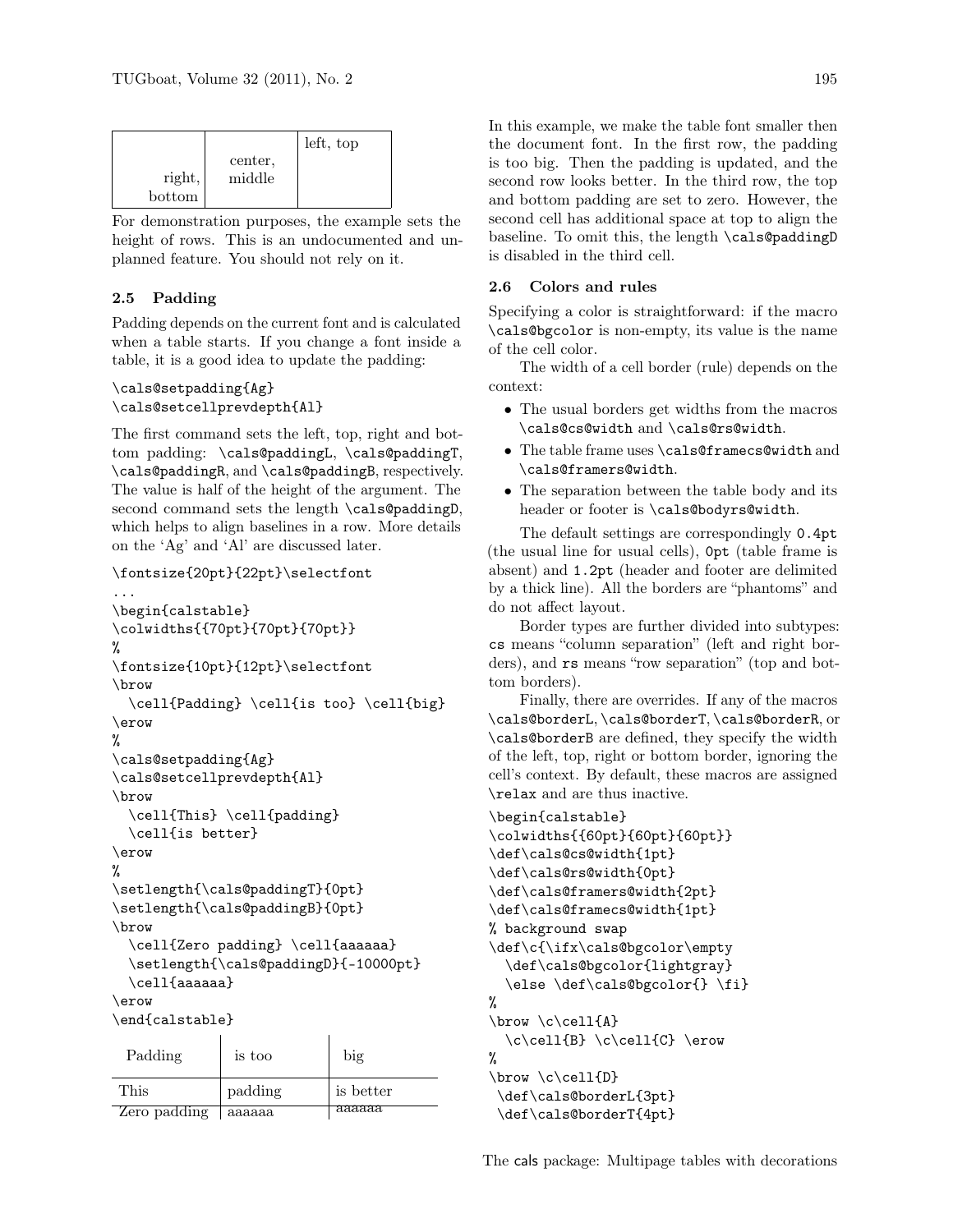| | | left, top |
|---|---|---|
| right, bottom | center, middle | |

For demonstration purposes, the example sets the height of rows. This is an undocumented and unplanned feature. You should not rely on it.

### 2.5 Padding

Padding depends on the current font and is calculated when a table starts. If you change a font inside a table, it is a good idea to update the padding:

```
\cals@setpadding{Ag}
\cals@setcellprevdepth{Al}
```

The first command sets the left, top, right and bottom padding: `\cals@paddingL`, `\cals@paddingT`, `\cals@paddingR`, and `\cals@paddingB`, respectively. The value is half of the height of the argument. The second command sets the length `\cals@paddingD`, which helps to align baselines in a row. More details on the 'Ag' and 'Al' are discussed later.

```
\fontsize{20pt}{22pt}\selectfont
...
\begin{calstable}
\colwidths{{70pt}{70pt}{70pt}}
%
\fontsize{10pt}{12pt}\selectfont
\brow
  \cell{Padding} \cell{is too} \cell{big}
\erow
%
\cals@setpadding{Ag}
\cals@setcellprevdepth{Al}
\brow
  \cell{This} \cell{padding}
  \cell{is better}
\erow
%
\setlength{\cals@paddingT}{0pt}
\setlength{\cals@paddingB}{0pt}
\brow
  \cell{Zero padding} \cell{aaaaaa}
  \setlength{\cals@paddingD}{-10000pt}
  \cell{aaaaaa}
\erow
\end{calstable}
```

| Padding | is too | big |
|---|---|---|
| This | padding | is better |
| Zero padding | aaaaaa | aaaaaa |

In this example, we make the table font smaller then the document font. In the first row, the padding is too big. Then the padding is updated, and the second row looks better. In the third row, the top and bottom padding are set to zero. However, the second cell has additional space at top to align the baseline. To omit this, the length `\cals@paddingD` is disabled in the third cell.

### 2.6 Colors and rules

Specifying a color is straightforward: if the macro `\cals@bgcolor` is non-empty, its value is the name of the cell color.

The width of a cell border (rule) depends on the context:

- The usual borders get widths from the macros `\cals@cs@width` and `\cals@rs@width`.
- The table frame uses `\cals@framecs@width` and `\cals@framers@width`.
- The separation between the table body and its header or footer is `\cals@bodyrs@width`.

The default settings are correspondingly `0.4pt` (the usual line for usual cells), `0pt` (table frame is absent) and `1.2pt` (header and footer are delimited by a thick line). All the borders are "phantoms" and do not affect layout.

Border types are further divided into subtypes: `cs` means "column separation" (left and right borders), and `rs` means "row separation" (top and bottom borders).

Finally, there are overrides. If any of the macros `\cals@borderL`, `\cals@borderT`, `\cals@borderR`, or `\cals@borderB` are defined, they specify the width of the left, top, right or bottom border, ignoring the cell's context. By default, these macros are assigned `\relax` and are thus inactive.

```
\begin{calstable}
\colwidths{{60pt}{60pt}{60pt}}
\def\cals@cs@width{1pt}
\def\cals@rs@width{0pt}
\def\cals@framers@width{2pt}
\def\cals@framecs@width{1pt}
% background swap
\def\c{\ifx\cals@bgcolor\empty
  \def\cals@bgcolor{lightgray}
  \else \def\cals@bgcolor{} \fi}
%
\brow \c\cell{A}
  \c\cell{B} \c\cell{C} \erow
%
\brow \c\cell{D}
 \def\cals@borderL{3pt}
 \def\cals@borderT{4pt}
```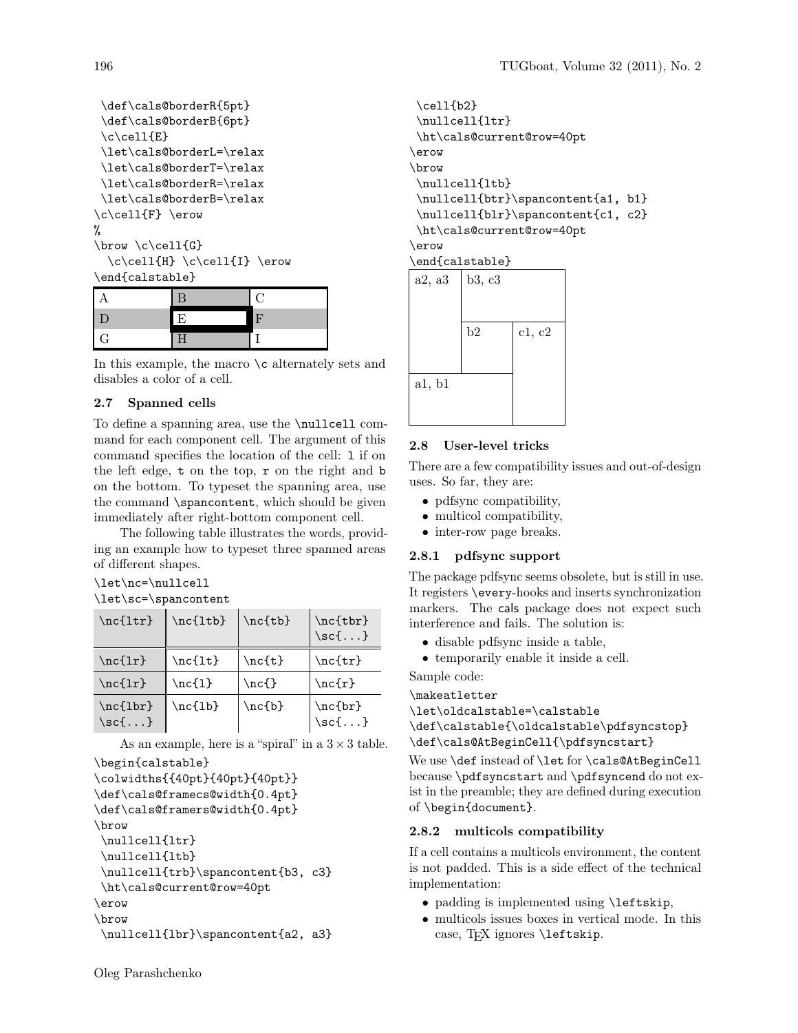```
 \def\cals@borderR{5pt}
 \def\cals@borderB{6pt}
 \c\cell{E}
 \let\cals@borderL=\relax
 \let\cals@borderT=\relax
 \let\cals@borderR=\relax
 \let\cals@borderB=\relax
\c\cell{F} \erow
%
\brow \c\cell{G}
  \c\cell{H} \c\cell{I} \erow
\end{calstable}
```

| A | B | C |
|---|---|---|
| D | E | F |
| G | H | I |

In this example, the macro `\c` alternately sets and disables a color of a cell.

### 2.7 Spanned cells

To define a spanning area, use the `\nullcell` command for each component cell. The argument of this command specifies the location of the cell: `l` if on the left edge, `t` on the top, `r` on the right and `b` on the bottom. To typeset the spanning area, use the command `\spancontent`, which should be given immediately after right-bottom component cell.

The following table illustrates the words, providing an example how to typeset three spanned areas of different shapes.

```
\let\nc=\nullcell
\let\sc=\spancontent
```

| `\nc{ltr}` | `\nc{ltb}` | `\nc{tb}` | `\nc{tbr}` `\sc{...}` |
|---|---|---|---|
| `\nc{lr}` | `\nc{lt}` | `\nc{t}` | `\nc{tr}` |
| `\nc{lr}` | `\nc{l}` | `\nc{}` | `\nc{r}` |
| `\nc{lbr}` `\sc{...}` | `\nc{lb}` | `\nc{b}` | `\nc{br}` `\sc{...}` |

As an example, here is a "spiral" in a $3 \times 3$ table.

```
\begin{calstable}
\colwidths{{40pt}{40pt}{40pt}}
\def\cals@framecs@width{0.4pt}
\def\cals@framers@width{0.4pt}
\brow
 \nullcell{ltr}
 \nullcell{ltb}
 \nullcell{trb}\spancontent{b3, c3}
 \ht\cals@current@row=40pt
\erow
\brow
 \nullcell{lbr}\spancontent{a2, a3}
 \cell{b2}
 \nullcell{ltr}
 \ht\cals@current@row=40pt
\erow
\brow
 \nullcell{ltb}
 \nullcell{btr}\spancontent{a1, b1}
 \nullcell{blr}\spancontent{c1, c2}
 \ht\cals@current@row=40pt
\erow
\end{calstable}
```

| a2, a3 | b3, c3 | |
|---|---|---|
| | b2 | c1, c2 |
| a1, b1 | | |

### 2.8 User-level tricks

There are a few compatibility issues and out-of-design uses. So far, they are:

- pdfsync compatibility,
- multicol compatibility,
- inter-row page breaks.

#### 2.8.1 pdfsync support

The package pdfsync seems obsolete, but is still in use. It registers `\every`-hooks and inserts synchronization markers. The cals package does not expect such interference and fails. The solution is:

- disable pdfsync inside a table,
- temporarily enable it inside a cell.

Sample code:

```
\makeatletter
\let\oldcalstable=\calstable
\def\calstable{\oldcalstable\pdfsyncstop}
\def\cals@AtBeginCell{\pdfsyncstart}
```

We use `\def` instead of `\let` for `\cals@AtBeginCell` because `\pdfsyncstart` and `\pdfsyncend` do not exist in the preamble; they are defined during execution of `\begin{document}`.

#### 2.8.2 multicols compatibility

If a cell contains a multicols environment, the content is not padded. This is a side effect of the technical implementation:

- padding is implemented using `\leftskip`,
- multicols issues boxes in vertical mode. In this case, TeX ignores `\leftskip`.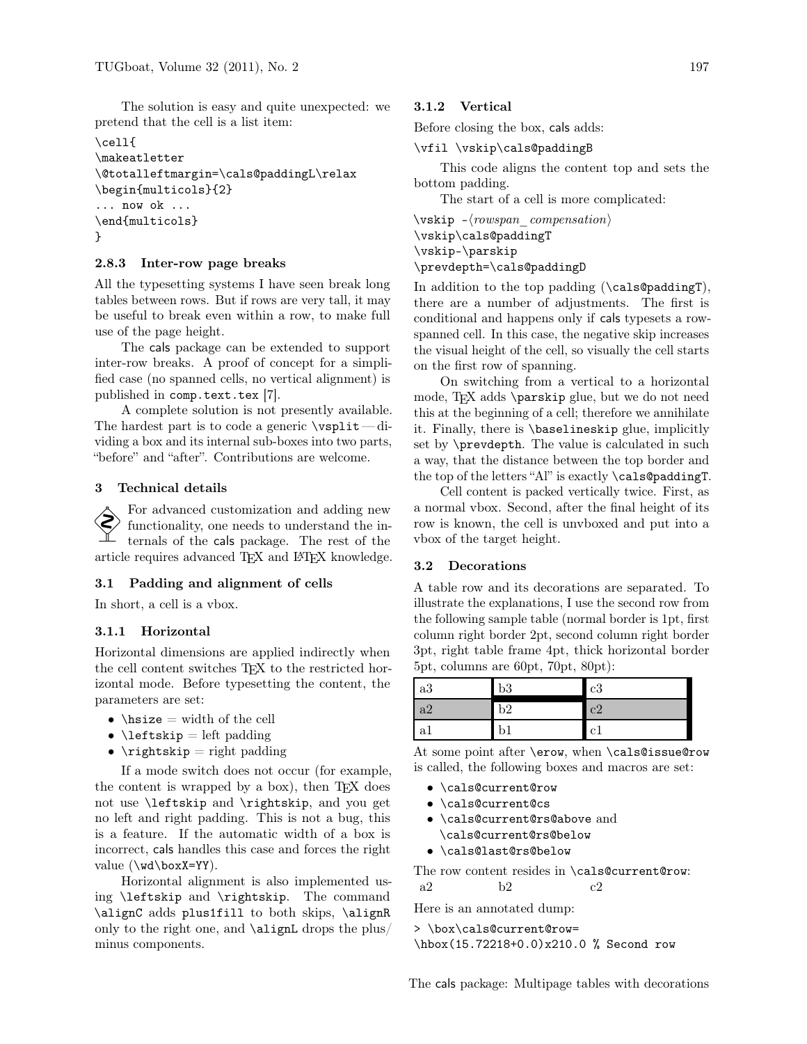The solution is easy and quite unexpected: we pretend that the cell is a list item:

```
\cell{
\makeatletter
\@totalleftmargin=\cals@paddingL\relax
\begin{multicols}{2}
... now ok ...
\end{multicols}
}
```

#### 2.8.3 Inter-row page breaks

All the typesetting systems I have seen break long tables between rows. But if rows are very tall, it may be useful to break even within a row, to make full use of the page height.

The cals package can be extended to support inter-row breaks. A proof of concept for a simplified case (no spanned cells, no vertical alignment) is published in `comp.text.tex` [7].

A complete solution is not presently available. The hardest part is to code a generic `\vsplit` — dividing a box and its internal sub-boxes into two parts, "before" and "after". Contributions are welcome.

## 3 Technical details

For advanced customization and adding new functionality, one needs to understand the internals of the cals package. The rest of the article requires advanced TEX and LATEX knowledge.

### 3.1 Padding and alignment of cells

In short, a cell is a vbox.

#### 3.1.1 Horizontal

Horizontal dimensions are applied indirectly when the cell content switches TEX to the restricted horizontal mode. Before typesetting the content, the parameters are set:

- `\hsize` = width of the cell
- `\leftskip` = left padding
- `\rightskip` = right padding

If a mode switch does not occur (for example, the content is wrapped by a box), then TEX does not use `\leftskip` and `\rightskip`, and you get no left and right padding. This is not a bug, this is a feature. If the automatic width of a box is incorrect, cals handles this case and forces the right value (`\wd\boxX=YY`).

Horizontal alignment is also implemented using `\leftskip` and `\rightskip`. The command `\alignC` adds `plus1fill` to both skips, `\alignR` only to the right one, and `\alignL` drops the plus/minus components.

#### 3.1.2 Vertical

Before closing the box, cals adds:

```
\vfil \vskip\cals@paddingB
```

This code aligns the content top and sets the bottom padding.

The start of a cell is more complicated:

```
\vskip -⟨rowspan_compensation⟩
\vskip\cals@paddingT
\vskip-\parskip
\prevdepth=\cals@paddingD
```

In addition to the top padding (`\cals@paddingT`), there are a number of adjustments. The first is conditional and happens only if cals typesets a rowspanned cell. In this case, the negative skip increases the visual height of the cell, so visually the cell starts on the first row of spanning.

On switching from a vertical to a horizontal mode, TEX adds `\parskip` glue, but we do not need this at the beginning of a cell; therefore we annihilate it. Finally, there is `\baselineskip` glue, implicitly set by `\prevdepth`. The value is calculated in such a way, that the distance between the top border and the top of the letters "Al" is exactly `\cals@paddingT`.

Cell content is packed vertically twice. First, as a normal vbox. Second, after the final height of its row is known, the cell is unvboxed and put into a vbox of the target height.

### 3.2 Decorations

A table row and its decorations are separated. To illustrate the explanations, I use the second row from the following sample table (normal border is 1pt, first column right border 2pt, second column right border 3pt, right table frame 4pt, thick horizontal border 5pt, columns are 60pt, 70pt, 80pt):

| | | |
|---|---|---|
| a3 | b3 | c3 |
| a2 | b2 | c2 |
| a1 | b1 | c1 |

At some point after `\erow`, when `\cals@issue@row` is called, the following boxes and macros are set:

- `\cals@current@row`
- `\cals@current@cs`
- `\cals@current@rs@above` and `\cals@current@rs@below`
- `\cals@last@rs@below`

The row content resides in `\cals@current@row`:
a2 b2 c2

Here is an annotated dump:

```
> \box\cals@current@row=
\hbox(15.72218+0.0)x210.0 % Second row
```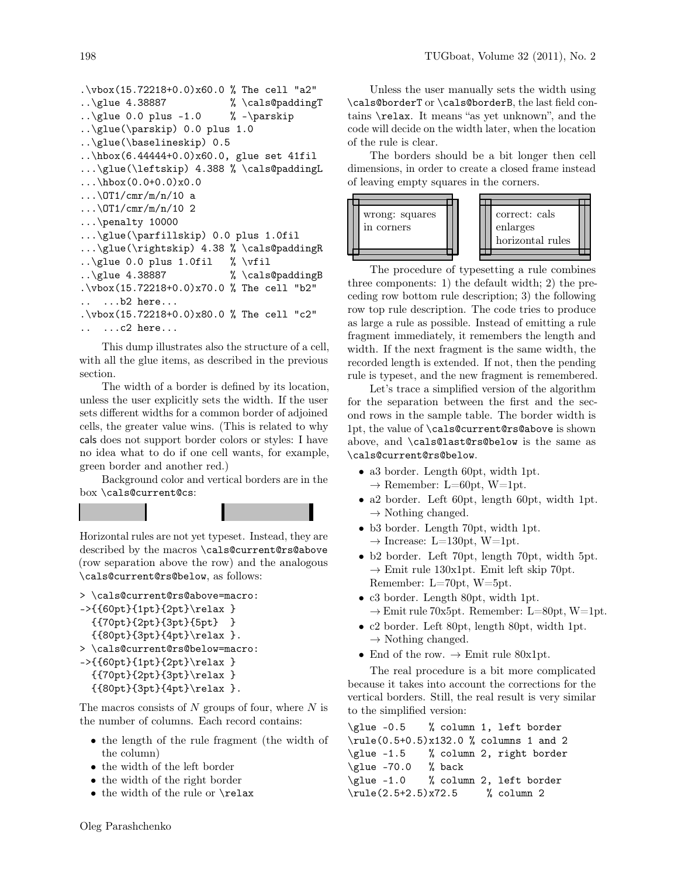```
.\vbox(15.72218+0.0)x60.0 % The cell "a2"
..\glue 4.38887           % \cals@paddingT
..\glue 0.0 plus -1.0     % -\parskip
..\glue(\parskip) 0.0 plus 1.0
..\glue(\baselineskip) 0.5
..\hbox(6.44444+0.0)x60.0, glue set 41fil
...\glue(\leftskip) 4.388 % \cals@paddingL
...\hbox(0.0+0.0)x0.0
...\OT1/cmr/m/n/10 a
...\OT1/cmr/m/n/10 2
...\penalty 10000
...\glue(\parfillskip) 0.0 plus 1.0fil
...\glue(\rightskip) 4.38 % \cals@paddingR
..\glue 0.0 plus 1.0fil   % \vfil
..\glue 4.38887           % \cals@paddingB
.\vbox(15.72218+0.0)x70.0 % The cell "b2"
..  ...b2 here...
.\vbox(15.72218+0.0)x80.0 % The cell "c2"
..  ...c2 here...
```

This dump illustrates also the structure of a cell, with all the glue items, as described in the previous section.

The width of a border is defined by its location, unless the user explicitly sets the width. If the user sets different widths for a common border of adjoined cells, the greater value wins. (This is related to why cals does not support border colors or styles: I have no idea what to do if one cell wants, for example, green border and another red.)

Background color and vertical borders are in the box `\cals@current@cs`:

Horizontal rules are not yet typeset. Instead, they are described by the macros `\cals@current@rs@above` (row separation above the row) and the analogous `\cals@current@rs@below`, as follows:

```
> \cals@current@rs@above=macro:
->{{60pt}{1pt}{2pt}\relax }
  {{70pt}{2pt}{3pt}{5pt}  }
  {{80pt}{3pt}{4pt}\relax }.
> \cals@current@rs@below=macro:
->{{60pt}{1pt}{2pt}\relax }
  {{70pt}{2pt}{3pt}\relax }
  {{80pt}{3pt}{4pt}\relax }.
```

The macros consists of $N$ groups of four, where $N$ is the number of columns. Each record contains:

- the length of the rule fragment (the width of the column)
- the width of the left border
- the width of the right border
- the width of the rule or `\relax`

Unless the user manually sets the width using `\cals@borderT` or `\cals@borderB`, the last field contains `\relax`. It means "as yet unknown", and the code will decide on the width later, when the location of the rule is clear.

The borders should be a bit longer then cell dimensions, in order to create a closed frame instead of leaving empty squares in the corners.

wrong: squares in corners

correct: cals enlarges horizontal rules

The procedure of typesetting a rule combines three components: 1) the default width; 2) the preceding row bottom rule description; 3) the following row top rule description. The code tries to produce as large a rule as possible. Instead of emitting a rule fragment immediately, it remembers the length and width. If the next fragment is the same width, the recorded length is extended. If not, then the pending rule is typeset, and the new fragment is remembered.

Let's trace a simplified version of the algorithm for the separation between the first and the second rows in the sample table. The border width is 1pt, the value of `\cals@current@rs@above` is shown above, and `\cals@last@rs@below` is the same as `\cals@current@rs@below`.

- a3 border. Length 60pt, width 1pt.
  → Remember: L=60pt, W=1pt.
- a2 border. Left 60pt, length 60pt, width 1pt.
  → Nothing changed.
- b3 border. Length 70pt, width 1pt.
  → Increase: L=130pt, W=1pt.
- b2 border. Left 70pt, length 70pt, width 5pt.
  → Emit rule 130x1pt. Emit left skip 70pt. Remember: L=70pt, W=5pt.
- c3 border. Length 80pt, width 1pt.
  → Emit rule 70x5pt. Remember: L=80pt, W=1pt.
- c2 border. Left 80pt, length 80pt, width 1pt.
  → Nothing changed.
- End of the row. → Emit rule 80x1pt.

The real procedure is a bit more complicated because it takes into account the corrections for the vertical borders. Still, the real result is very similar to the simplified version:

```
\glue -0.5    % column 1, left border
\rule(0.5+0.5)x132.0 % columns 1 and 2
\glue -1.5    % column 2, right border
\glue -70.0   % back
\glue -1.0    % column 2, left border
\rule(2.5+2.5)x72.5     % column 2
```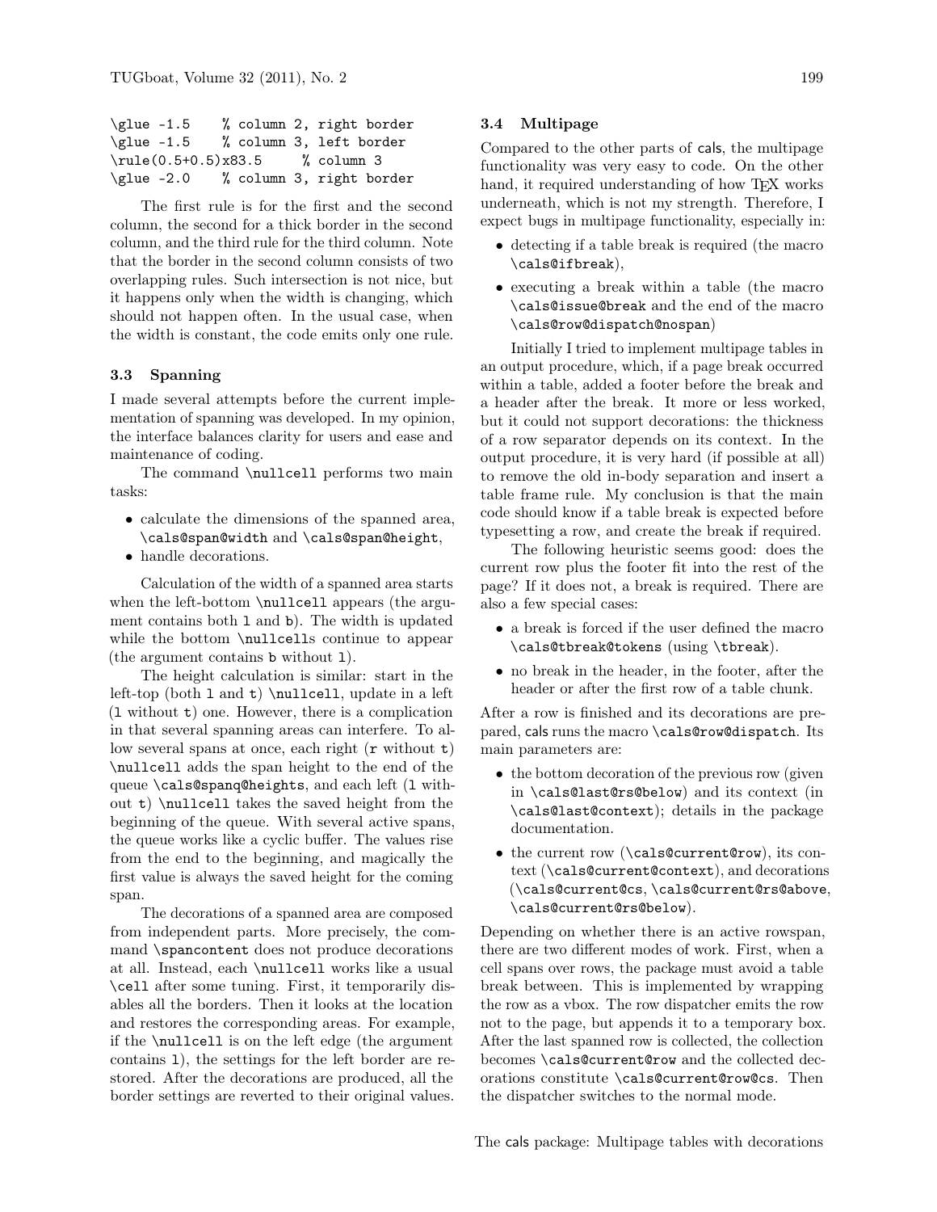```
\glue -1.5    % column 2, right border
\glue -1.5    % column 3, left border
\rule(0.5+0.5)x83.5    % column 3
\glue -2.0    % column 3, right border
```

The first rule is for the first and the second column, the second for a thick border in the second column, and the third rule for the third column. Note that the border in the second column consists of two overlapping rules. Such intersection is not nice, but it happens only when the width is changing, which should not happen often. In the usual case, when the width is constant, the code emits only one rule.

### 3.3 Spanning

I made several attempts before the current implementation of spanning was developed. In my opinion, the interface balances clarity for users and ease and maintenance of coding.

The command `\nullcell` performs two main tasks:

- calculate the dimensions of the spanned area, `\cals@span@width` and `\cals@span@height`,
- handle decorations.

Calculation of the width of a spanned area starts when the left-bottom `\nullcell` appears (the argument contains both `l` and `b`). The width is updated while the bottom `\nullcell`s continue to appear (the argument contains `b` without `l`).

The height calculation is similar: start in the left-top (both `l` and `t`) `\nullcell`, update in a left (`l` without `t`) one. However, there is a complication in that several spanning areas can interfere. To allow several spans at once, each right (`r` without `t`) `\nullcell` adds the span height to the end of the queue `\cals@spanq@heights`, and each left (`l` without `t`) `\nullcell` takes the saved height from the beginning of the queue. With several active spans, the queue works like a cyclic buffer. The values rise from the end to the beginning, and magically the first value is always the saved height for the coming span.

The decorations of a spanned area are composed from independent parts. More precisely, the command `\spancontent` does not produce decorations at all. Instead, each `\nullcell` works like a usual `\cell` after some tuning. First, it temporarily disables all the borders. Then it looks at the location and restores the corresponding areas. For example, if the `\nullcell` is on the left edge (the argument contains `l`), the settings for the left border are restored. After the decorations are produced, all the border settings are reverted to their original values.

### 3.4 Multipage

Compared to the other parts of cals, the multipage functionality was very easy to code. On the other hand, it required understanding of how TeX works underneath, which is not my strength. Therefore, I expect bugs in multipage functionality, especially in:

- detecting if a table break is required (the macro `\cals@ifbreak`),
- executing a break within a table (the macro `\cals@issue@break` and the end of the macro `\cals@row@dispatch@nospan`)

Initially I tried to implement multipage tables in an output procedure, which, if a page break occurred within a table, added a footer before the break and a header after the break. It more or less worked, but it could not support decorations: the thickness of a row separator depends on its context. In the output procedure, it is very hard (if possible at all) to remove the old in-body separation and insert a table frame rule. My conclusion is that the main code should know if a table break is expected before typesetting a row, and create the break if required.

The following heuristic seems good: does the current row plus the footer fit into the rest of the page? If it does not, a break is required. There are also a few special cases:

- a break is forced if the user defined the macro `\cals@tbreak@tokens` (using `\tbreak`).
- no break in the header, in the footer, after the header or after the first row of a table chunk.

After a row is finished and its decorations are prepared, cals runs the macro `\cals@row@dispatch`. Its main parameters are:

- the bottom decoration of the previous row (given in `\cals@last@rs@below`) and its context (in `\cals@last@context`); details in the package documentation.
- the current row (`\cals@current@row`), its context (`\cals@current@context`), and decorations (`\cals@current@cs`, `\cals@current@rs@above`, `\cals@current@rs@below`).

Depending on whether there is an active rowspan, there are two different modes of work. First, when a cell spans over rows, the package must avoid a table break between. This is implemented by wrapping the row as a vbox. The row dispatcher emits the row not to the page, but appends it to a temporary box. After the last spanned row is collected, the collection becomes `\cals@current@row` and the collected decorations constitute `\cals@current@row@cs`. Then the dispatcher switches to the normal mode.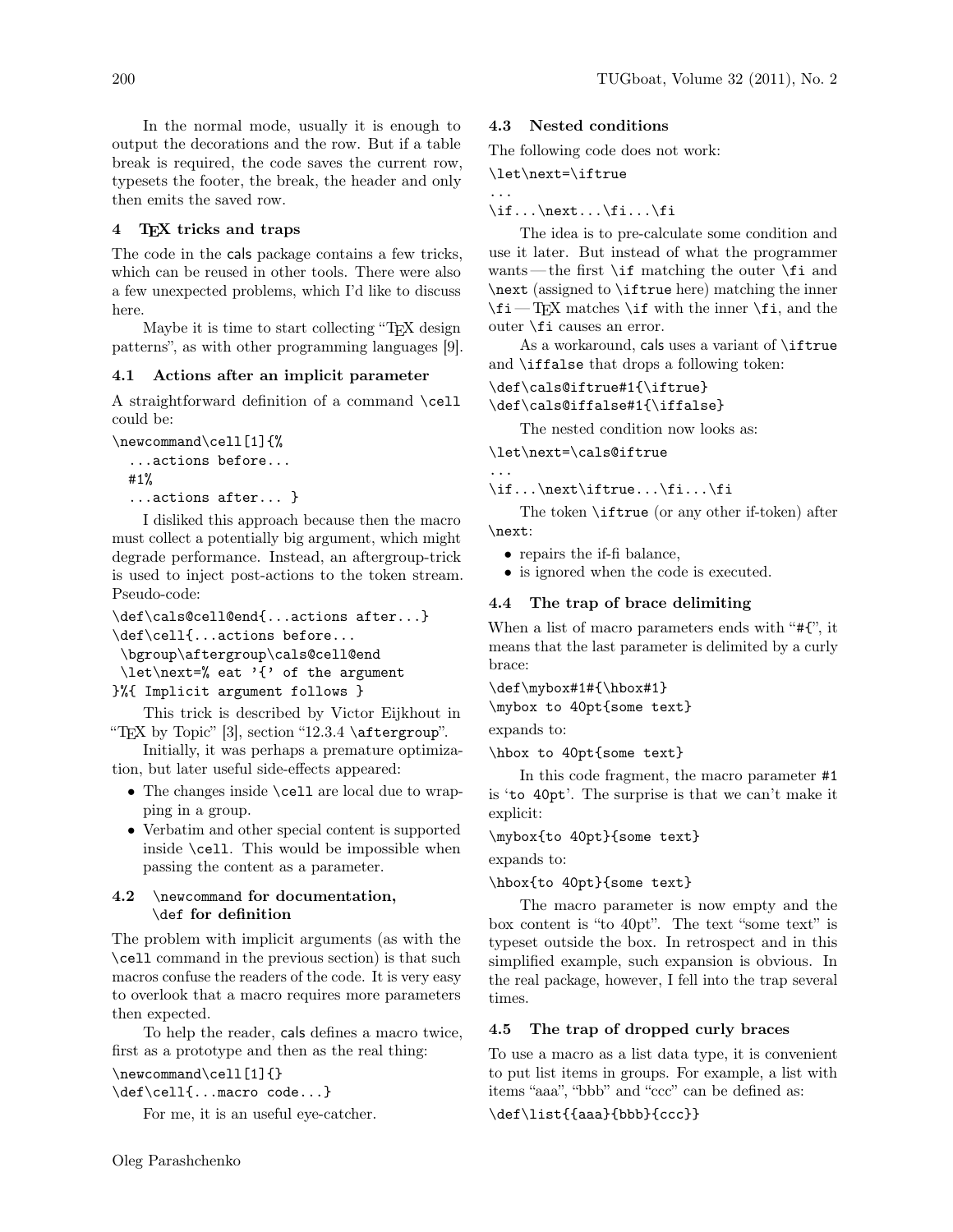In the normal mode, usually it is enough to output the decorations and the row. But if a table break is required, the code saves the current row, typesets the footer, the break, the header and only then emits the saved row.

## 4 TeX tricks and traps

The code in the cals package contains a few tricks, which can be reused in other tools. There were also a few unexpected problems, which I'd like to discuss here.

Maybe it is time to start collecting "TeX design patterns", as with other programming languages [9].

### 4.1 Actions after an implicit parameter

A straightforward definition of a command `\cell` could be:

```
\newcommand\cell[1]{%
  ...actions before...
  #1%
  ...actions after... }
```

I disliked this approach because then the macro must collect a potentially big argument, which might degrade performance. Instead, an aftergroup-trick is used to inject post-actions to the token stream. Pseudo-code:

```
\def\cals@cell@end{...actions after...}
\def\cell{...actions before...
 \bgroup\aftergroup\cals@cell@end
 \let\next=% eat '{' of the argument
}%{ Implicit argument follows }
```

This trick is described by Victor Eijkhout in "TeX by Topic" [3], section "12.3.4 `\aftergroup`".

Initially, it was perhaps a premature optimization, but later useful side-effects appeared:

- The changes inside `\cell` are local due to wrapping in a group.
- Verbatim and other special content is supported inside `\cell`. This would be impossible when passing the content as a parameter.

### 4.2 `\newcommand` for documentation, `\def` for definition

The problem with implicit arguments (as with the `\cell` command in the previous section) is that such macros confuse the readers of the code. It is very easy to overlook that a macro requires more parameters then expected.

To help the reader, cals defines a macro twice, first as a prototype and then as the real thing:

```
\newcommand\cell[1]{}
\def\cell{...macro code...}
```

For me, it is an useful eye-catcher.

### 4.3 Nested conditions

The following code does not work:

```
\let\next=\iftrue
...
\if...\next...\fi...\fi
```

The idea is to pre-calculate some condition and use it later. But instead of what the programmer wants — the first `\if` matching the outer `\fi` and `\next` (assigned to `\iftrue` here) matching the inner `\fi` — TeX matches `\if` with the inner `\fi`, and the outer `\fi` causes an error.

As a workaround, cals uses a variant of `\iftrue` and `\iffalse` that drops a following token:

```
\def\cals@iftrue#1{\iftrue}
\def\cals@iffalse#1{\iffalse}
```

The nested condition now looks as:

```
\let\next=\cals@iftrue
...
\if...\next\iftrue...\fi...\fi
```

The token `\iftrue` (or any other if-token) after `\next`:

- repairs the if-fi balance,
- is ignored when the code is executed.

### 4.4 The trap of brace delimiting

When a list of macro parameters ends with "#{", it means that the last parameter is delimited by a curly brace:

```
\def\mybox#1#{\hbox#1}
\mybox to 40pt{some text}
```

expands to:

```
\hbox to 40pt{some text}
```

In this code fragment, the macro parameter #1 is 'to 40pt'. The surprise is that we can't make it explicit:

```
\mybox{to 40pt}{some text}
```

expands to:

```
\hbox{to 40pt}{some text}
```

The macro parameter is now empty and the box content is "to 40pt". The text "some text" is typeset outside the box. In retrospect and in this simplified example, such expansion is obvious. In the real package, however, I fell into the trap several times.

### 4.5 The trap of dropped curly braces

To use a macro as a list data type, it is convenient to put list items in groups. For example, a list with items "aaa", "bbb" and "ccc" can be defined as:

```
\def\list{{aaa}{bbb}{ccc}}
```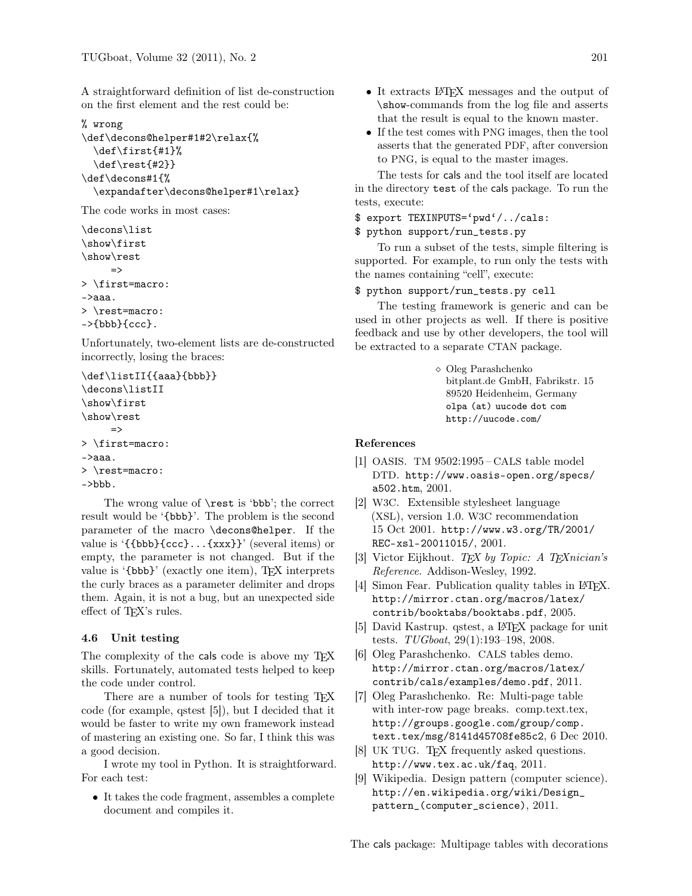A straightforward definition of list de-construction on the first element and the rest could be:

```
% wrong
\def\decons@helper#1#2\relax{%
  \def\first{#1}%
  \def\rest{#2}}
\def\decons#1{%
  \expandafter\decons@helper#1\relax}
```

The code works in most cases:

```
\decons\list
\show\first
\show\rest
     =>
> \first=macro:
->aaa.
> \rest=macro:
->{bbb}{ccc}.
```

Unfortunately, two-element lists are de-constructed incorrectly, losing the braces:

```
\def\listII{{aaa}{bbb}}
\decons\listII
\show\first
\show\rest
     =>
> \first=macro:
->aaa.
> \rest=macro:
->bbb.
```

The wrong value of `\rest` is '`bbb`'; the correct result would be '`{bbb}`'. The problem is the second parameter of the macro `\decons@helper`. If the value is '`{{bbb}{ccc}...{xxx}}`' (several items) or empty, the parameter is not changed. But if the value is '`{bbb}`' (exactly one item), TeX interprets the curly braces as a parameter delimiter and drops them. Again, it is not a bug, but an unexpected side effect of TeX's rules.

### 4.6 Unit testing

The complexity of the cals code is above my TeX skills. Fortunately, automated tests helped to keep the code under control.

There are a number of tools for testing TeX code (for example, qstest [5]), but I decided that it would be faster to write my own framework instead of mastering an existing one. So far, I think this was a good decision.

I wrote my tool in Python. It is straightforward. For each test:

- It takes the code fragment, assembles a complete document and compiles it.
- It extracts LaTeX messages and the output of `\show`-commands from the log file and asserts that the result is equal to the known master.
- If the test comes with PNG images, then the tool asserts that the generated PDF, after conversion to PNG, is equal to the master images.

The tests for cals and the tool itself are located in the directory `test` of the cals package. To run the tests, execute:

```
$ export TEXINPUTS=`pwd`/../cals:
$ python support/run_tests.py
```

To run a subset of the tests, simple filtering is supported. For example, to run only the tests with the names containing "cell", execute:

```
$ python support/run_tests.py cell
```

The testing framework is generic and can be used in other projects as well. If there is positive feedback and use by other developers, the tool will be extracted to a separate CTAN package.

◇ Oleg Parashchenko
bitplant.de GmbH, Fabrikstr. 15
89520 Heidenheim, Germany
olpa (at) uucode dot com
http://uucode.com/

## References

[1] OASIS. TM 9502:1995 – CALS table model DTD. http://www.oasis-open.org/specs/a502.htm, 2001.

[2] W3C. Extensible stylesheet language (XSL), version 1.0. W3C recommendation 15 Oct 2001. http://www.w3.org/TR/2001/REC-xsl-20011015/, 2001.

[3] Victor Eijkhout. *TeX by Topic: A TeXnician's Reference*. Addison-Wesley, 1992.

[4] Simon Fear. Publication quality tables in LaTeX. http://mirror.ctan.org/macros/latex/contrib/booktabs/booktabs.pdf, 2005.

[5] David Kastrup. qstest, a LaTeX package for unit tests. *TUGboat*, 29(1):193–198, 2008.

[6] Oleg Parashchenko. CALS tables demo. http://mirror.ctan.org/macros/latex/contrib/cals/examples/demo.pdf, 2011.

[7] Oleg Parashchenko. Re: Multi-page table with inter-row page breaks. comp.text.tex, http://groups.google.com/group/comp.text.tex/msg/8141d45708fe85c2, 6 Dec 2010.

[8] UK TUG. TeX frequently asked questions. http://www.tex.ac.uk/faq, 2011.

[9] Wikipedia. Design pattern (computer science). http://en.wikipedia.org/wiki/Design_pattern_(computer_science), 2011.